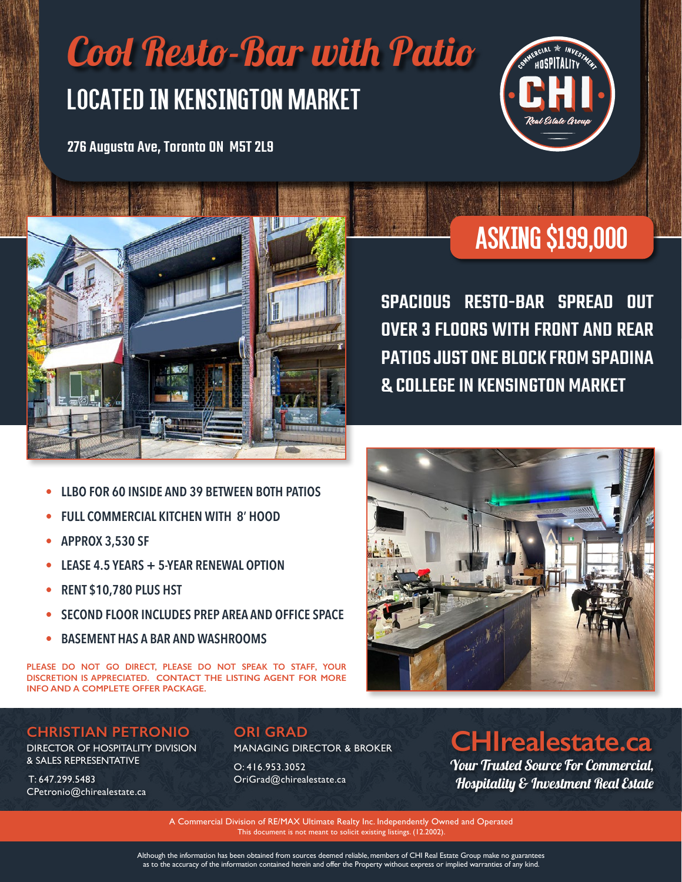# Cool Resto-Bar with Patio

## LOCATED IN KENSINGTON MARKET

**276 Augusta Ave, Toronto ON M5T 2L9**

COMMERCIAL ★ INVESTMENT HOSPITALITY CHI Real Estate Group

## ASKING $199,000

**SPACIOUS RESTO-BAR SPREAD OUT OVER 3 FLOORS WITH FRONT AND REAR PATIOS JUST ONE BLOCK FROM SPADINA & COLLEGE IN KENSINGTON MARKET**

- LLBO FOR 60 INSIDE AND 39 BETWEEN BOTH PATIOS
- FULL COMMERCIAL KITCHEN WITH 8' HOOD
- APPROX 3,530 SF
- LEASE 4.5 YEARS + 5-YEAR RENEWAL OPTION
- RENT $10,780 PLUS HST
- SECOND FLOOR INCLUDES PREP AREA AND OFFICE SPACE
- BASEMENT HAS A BAR AND WASHROOMS

PLEASE DO NOT GO DIRECT, PLEASE DO NOT SPEAK TO STAFF, YOUR DISCRETION IS APPRECIATED. CONTACT THE LISTING AGENT FOR MORE INFO AND A COMPLETE OFFER PACKAGE.

**CHRISTIAN PETRONIO**
DIRECTOR OF HOSPITALITY DIVISION & SALES REPRESENTATIVE
T: 647.299.5483
CPetronio@chirealestate.ca

**ORI GRAD**
MANAGING DIRECTOR & BROKER
O: 416.953.3052
OriGrad@chirealestate.ca

**CHIrealestate.ca**
*Your Trusted Source For Commercial, Hospitality & Investment Real Estate*

A Commercial Division of RE/MAX Ultimate Realty Inc. Independently Owned and Operated
This document is not meant to solicit existing listings. (12.2002).

Although the information has been obtained from sources deemed reliable, members of CHI Real Estate Group make no guarantees as to the accuracy of the information contained herein and offer the Property without express or implied warranties of any kind.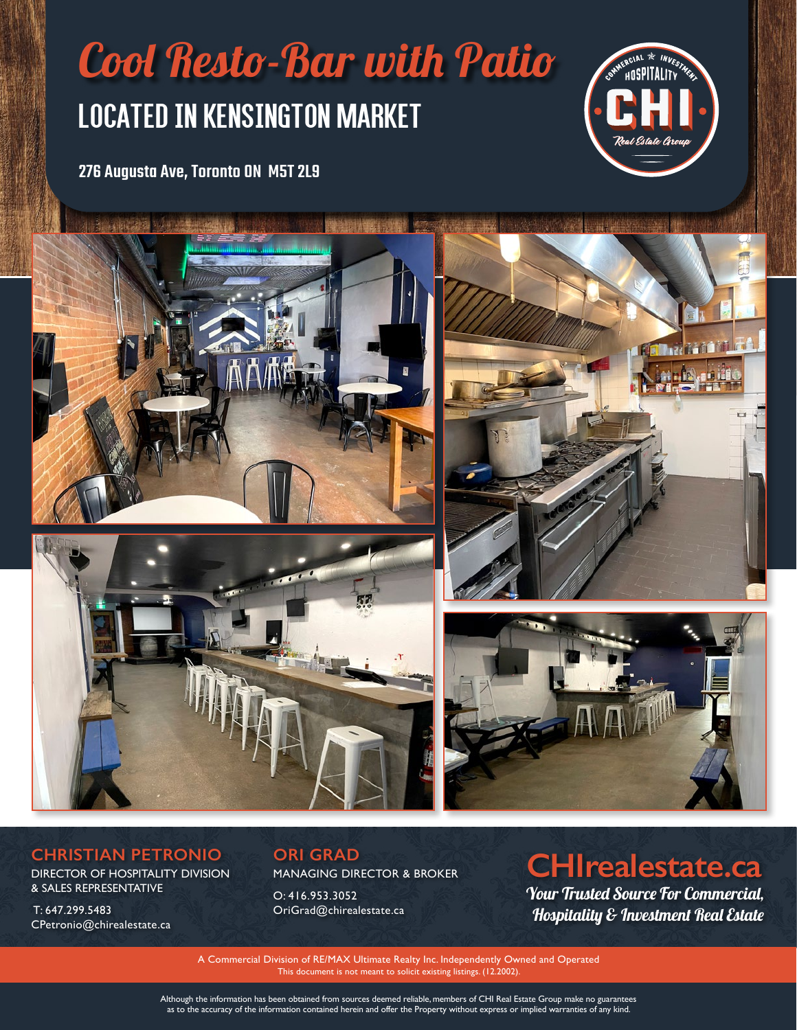# Cool Resto-Bar with Patio

## LOCATED IN KENSINGTON MARKET

**276 Augusta Ave, Toronto ON M5T 2L9**

COMMERCIAL ★ INVESTMENT HOSPITALITY CHI Real Estate Group

### CHRISTIAN PETRONIO

DIRECTOR OF HOSPITALITY DIVISION & SALES REPRESENTATIVE

T: 647.299.5483
CPetronio@chirealestate.ca

### ORI GRAD

MANAGING DIRECTOR & BROKER

O: 416.953.3052
OriGrad@chirealestate.ca

## CHIrealestate.ca

*Your Trusted Source For Commercial, Hospitality & Investment Real Estate*

A Commercial Division of RE/MAX Ultimate Realty Inc. Independently Owned and Operated
This document is not meant to solicit existing listings. (12.2002).

Although the information has been obtained from sources deemed reliable, members of CHI Real Estate Group make no guarantees as to the accuracy of the information contained herein and offer the Property without express or implied warranties of any kind.